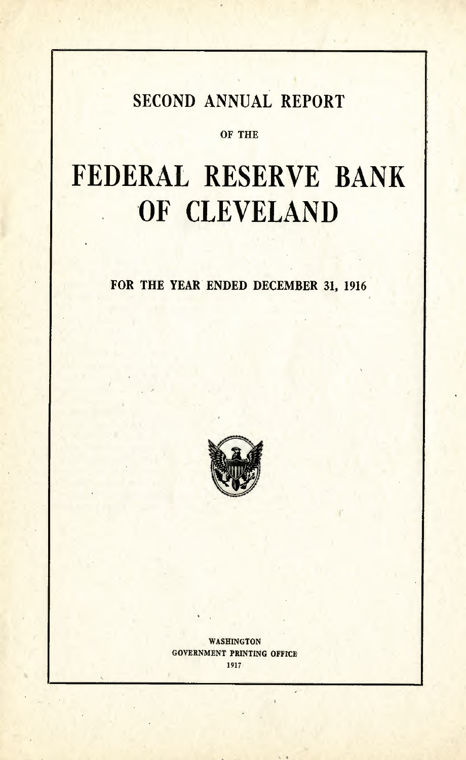# SECOND ANNUAL REPORT

OF THE

# FEDERAL RESERVE BANK OF CLEVELAND

**FOR THE YEAR ENDED DECEMBER 31, 1916**

WASHINGTON
GOVERNMENT PRINTING OFFICE
1917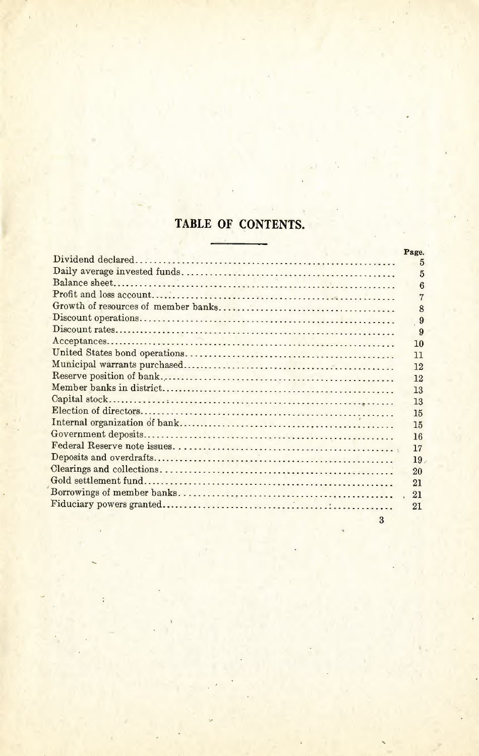# TABLE OF CONTENTS.

| | Page. |
|---|---|
| Dividend declared | 5 |
| Daily average invested funds | 5 |
| Balance sheet | 6 |
| Profit and loss account | 7 |
| Growth of resources of member banks | 8 |
| Discount operations | 9 |
| Discount rates | 9 |
| Acceptances | 10 |
| United States bond operations | 11 |
| Municipal warrants purchased | 12 |
| Reserve position of bank | 12 |
| Member banks in district | 13 |
| Capital stock | 13 |
| Election of directors | 15 |
| Internal organization of bank | 15 |
| Government deposits | 16 |
| Federal Reserve note issues | 17 |
| Deposits and overdrafts | 19 |
| Clearings and collections | 20 |
| Gold settlement fund | 21 |
| Borrowings of member banks | 21 |
| Fiduciary powers granted | 21 |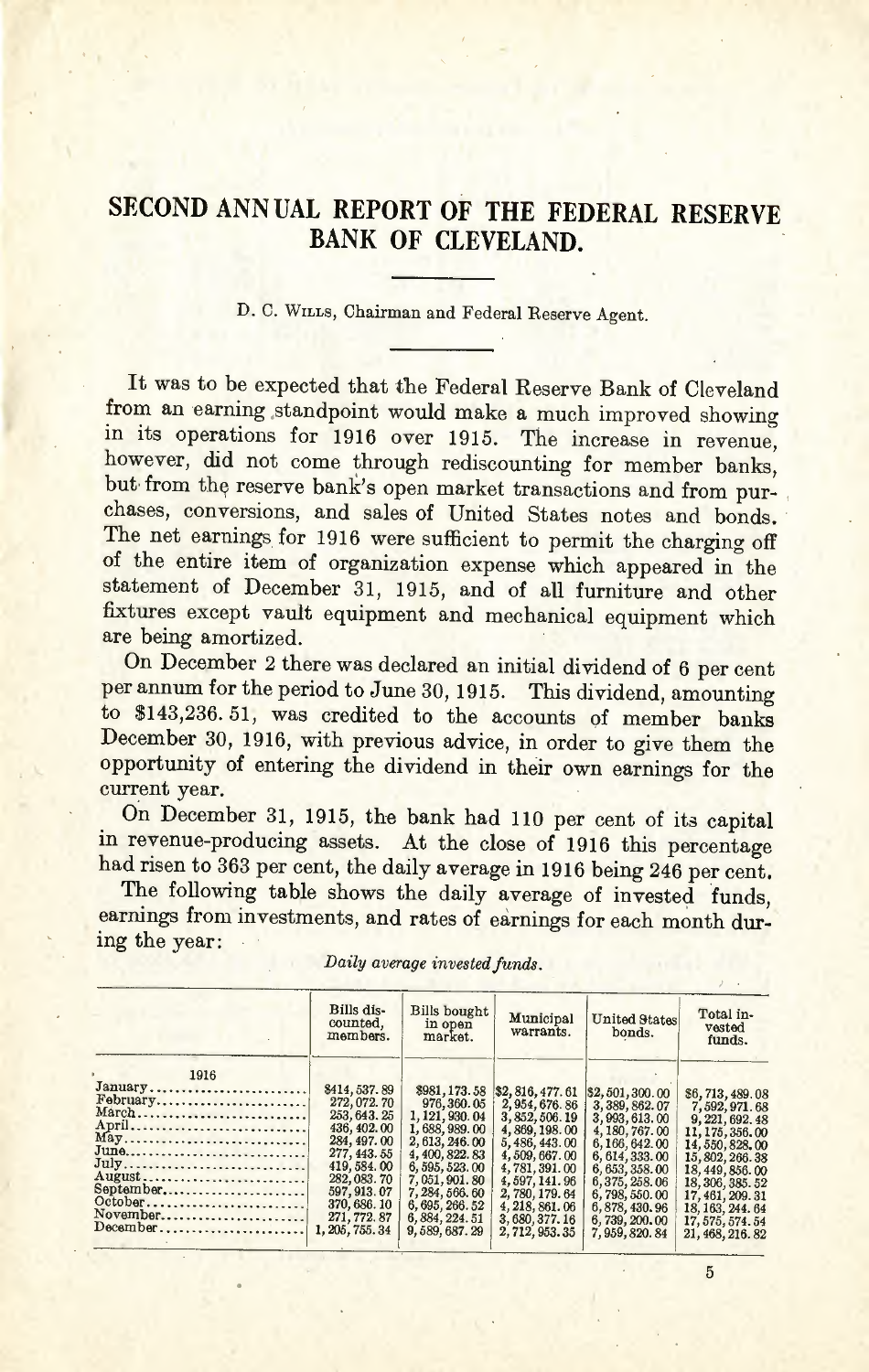# SECOND ANNUAL REPORT OF THE FEDERAL RESERVE BANK OF CLEVELAND.

D. C. WILLS, Chairman and Federal Reserve Agent.

It was to be expected that the Federal Reserve Bank of Cleveland from an earning standpoint would make a much improved showing in its operations for 1916 over 1915. The increase in revenue, however, did not come through rediscounting for member banks, but from the reserve bank's open market transactions and from purchases, conversions, and sales of United States notes and bonds. The net earnings for 1916 were sufficient to permit the charging off of the entire item of organization expense which appeared in the statement of December 31, 1915, and of all furniture and other fixtures except vault equipment and mechanical equipment which are being amortized.

On December 2 there was declared an initial dividend of 6 per cent per annum for the period to June 30, 1915. This dividend, amounting to $143,236.51, was credited to the accounts of member banks December 30, 1916, with previous advice, in order to give them the opportunity of entering the dividend in their own earnings for the current year.

On December 31, 1915, the bank had 110 per cent of its capital in revenue-producing assets. At the close of 1916 this percentage had risen to 363 per cent, the daily average in 1916 being 246 per cent.

The following table shows the daily average of invested funds, earnings from investments, and rates of earnings for each month during the year:

*Daily average invested funds.*

| | Bills discounted, members. | Bills bought in open market. | Municipal warrants. | United States bonds. | Total invested funds. |
|---|---|---|---|---|---|
| 1916 | | | | | |
| January | $414,537.89 | $981,173.58 | $2,816,477.61 | $2,501,300.00 | $6,713,489.08 |
| February | 272,072.70 | 976,360.05 | 2,954,676.86 | 3,389,862.07 | 7,592,971.68 |
| March | 253,643.25 | 1,121,930.04 | 3,852,506.19 | 3,993,613.00 | 9,221,692.48 |
| April | 436,402.00 | 1,688,989.00 | 4,869,198.00 | 4,180,767.00 | 11,175,356.00 |
| May | 284,497.00 | 2,613,246.00 | 5,486,443.00 | 6,166,642.00 | 14,550,828.00 |
| June | 277,443.55 | 4,400,822.83 | 4,509,667.00 | 6,614,333.00 | 15,802,266.38 |
| July | 419,584.00 | 6,595,523.00 | 4,781,391.00 | 6,653,358.00 | 18,449,856.00 |
| August | 282,083.70 | 7,051,901.80 | 4,597,141.96 | 6,375,258.06 | 18,306,385.52 |
| September | 597,913.07 | 7,284,566.60 | 2,780,179.64 | 6,798,550.00 | 17,461,209.31 |
| October | 370,686.10 | 6,695,266.52 | 4,218,861.06 | 6,878,430.96 | 18,163,244.64 |
| November | 271,772.87 | 6,884,224.51 | 3,680,377.16 | 6,739,200.00 | 17,575,574.54 |
| December | 1,205,755.34 | 9,589,687.29 | 2,712,953.35 | 7,959,820.84 | 21,468,216.82 |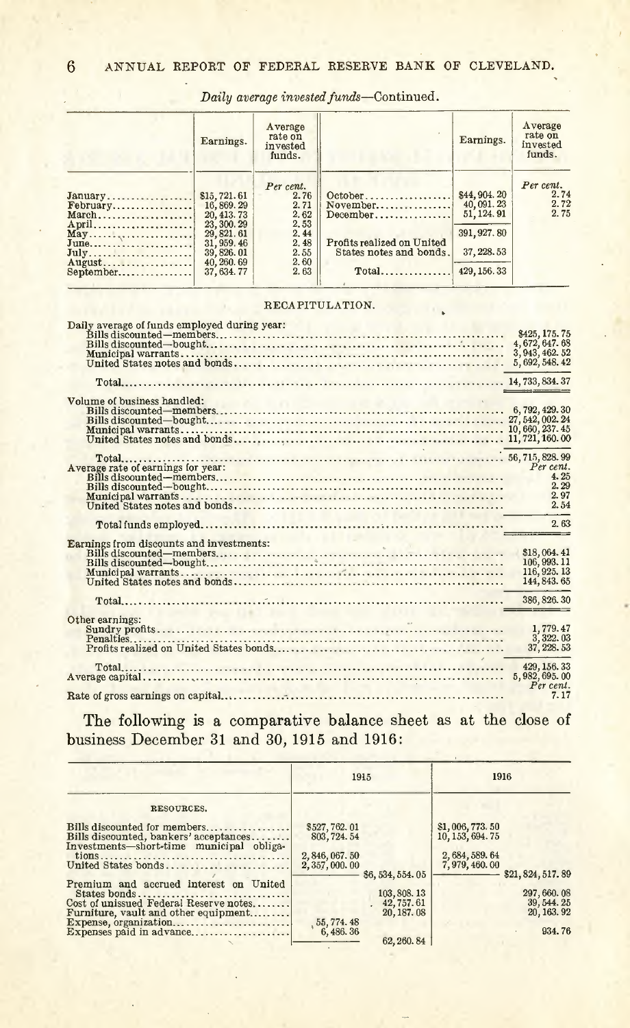*Daily average invested funds*—Continued.

| | Earnings. | Average rate on invested funds. | | Earnings. | Average rate on invested funds. |
|---|---|---|---|---|---|
| | | *Per cent.* | | | *Per cent.* |
| January | $15,721.61 | 2.76 | October | $44,904.20 | 2.74 |
| February | 16,869.29 | 2.71 | November | 40,091.23 | 2.72 |
| March | 20,413.73 | 2.62 | December | 51,124.91 | 2.75 |
| April | 23,300.29 | 2.53 | | | |
| May | 29,821.61 | 2.44 | | 391,927.80 | |
| June | 31,959.46 | 2.48 | Profits realized on United States notes and bonds. | 37,228.53 | |
| July | 39,826.01 | 2.55 | | | |
| August | 40,260.69 | 2.60 | | | |
| September | 37,634.77 | 2.63 | Total | 429,156.33 | |

RECAPITULATION.

| | |
|---|---|
| Daily average of funds employed during year: | |
| Bills discounted—members | $425,175.75 |
| Bills discounted—bought | 4,672,647.68 |
| Municipal warrants | 3,943,462.52 |
| United States notes and bonds | 5,692,548.42 |
| Total | 14,733,834.37 |
| Volume of business handled: | |
| Bills discounted—members | 6,792,429.30 |
| Bills discounted—bought | 27,542,002.24 |
| Municipal warrants | 10,660,237.45 |
| United States notes and bonds | 11,721,160.00 |
| Total | 56,715,828.99 |
| Average rate of earnings for year: | *Per cent.* |
| Bills discounted—members | 4.25 |
| Bills discounted—bought | 2.29 |
| Municipal warrants | 2.97 |
| United States notes and bonds | 2.54 |
| Total funds employed | 2.63 |
| Earnings from discounts and investments: | |
| Bills discounted—members | $18,064.41 |
| Bills discounted—bought | 106,993.11 |
| Municipal warrants | 116,925.13 |
| United States notes and bonds | 144,843.65 |
| Total | 386,826.30 |
| Other earnings: | |
| Sundry profits | 1,779.47 |
| Penalties | 3,322.03 |
| Profits realized on United States bonds | 37,228.53 |
| Total | 429,156.33 |
| Average capital | 5,982,695.00 |
| | *Per cent.* |
| Rate of gross earnings on capital | 7.17 |

The following is a comparative balance sheet as at the close of business December 31 and 30, 1915 and 1916:

| | 1915 | | 1916 | |
|---|---|---|---|---|
| RESOURCES. | | | | |
| Bills discounted for members | $527,762.01 | | $1,006,773.50 | |
| Bills discounted, bankers' acceptances | 803,724.54 | | 10,153,694.75 | |
| Investments—short-time municipal obligations | 2,846,067.50 | | 2,684,589.64 | |
| United States bonds | 2,357,000.00 | $6,534,554.05 | 7,979,460.00 | $21,824,517.89 |
| Premium and accrued interest on United States bonds | | 103,808.13 | | 297,660.08 |
| Cost of unissued Federal Reserve notes | | 42,757.61 | | 39,544.25 |
| Furniture, vault and other equipment | | 20,187.08 | | 20,163.92 |
| Expense, organization | 55,774.48 | | | |
| Expenses paid in advance | 6,486.36 | | | 934.76 |
| | | 62,260.84 | | |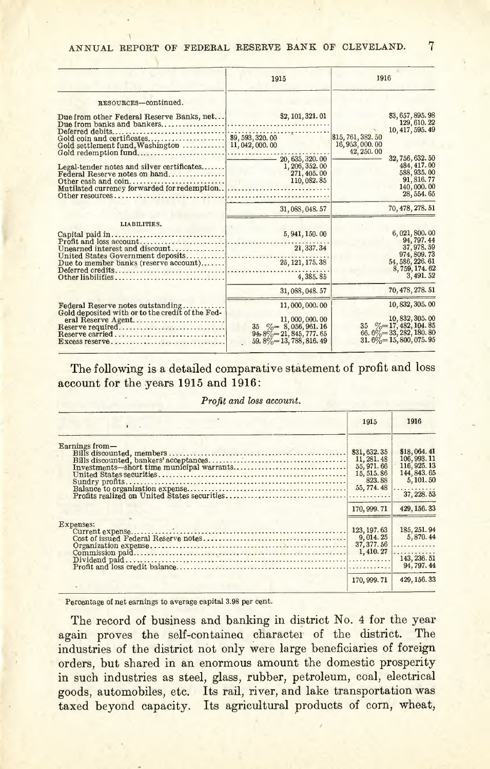| | 1915 | | 1916 | |
|---|---|---|---|---|
| RESOURCES—continued. | | | | |
| Due from other Federal Reserve Banks, net | | $2,101,321.01 | | $3,657,895.98 |
| Due from banks and bankers | | | | 129,610.22 |
| Deferred debits | | | | 10,417,595.49 |
| Gold coin and certificates | $9,593,320.00 | | $15,761,382.50 | |
| Gold settlement fund, Washington | 11,042,000.00 | | 16,953,000.00 | |
| Gold redemption fund | | | 42,250.00 | |
| | | 20,635,320.00 | | 32,756,632.50 |
| Legal-tender notes and silver certificates | | 1,206,352.00 | | 484,417.00 |
| Federal Reserve notes on hand | | 271,405.00 | | 588,935.00 |
| Other cash and coin | | 110,082.85 | | 91,816.77 |
| Mutilated currency forwarded for redemption | | | | 140,000.00 |
| Other resources | | | | 28,554.65 |
| | | 31,088,048.57 | | 70,478,278.51 |
| LIABILITIES. | | | | |
| Capital paid in | | 5,941,150.00 | | 6,021,800.00 |
| Profit and loss account | | | | 94,797.44 |
| Unearned interest and discount | | 21,337.34 | | 37,978.59 |
| United States Government deposits | | | | 974,809.73 |
| Due to member banks (reserve account) | | 25,121,175.38 | | 54,586,226.61 |
| Deferred credits | | | | 8,759,174.62 |
| Other liabilities | | 4,385.85 | | 3,491.52 |
| | | 31,088,048.57 | | 70,478,278.51 |
| Federal Reserve notes outstanding | | 11,000,000.00 | | 10,832,305.00 |
| Gold deposited with or to the credit of the Federal Reserve Agent | | 11,000,000.00 | | 10,832,305.00 |
| Reserve required | | 35 %= 8,056,961.16 | | 35 %=17,482,104.85 |
| Reserve carried | | 94.8%=21,845,777.65 | | 66.6%=33,282,180.80 |
| Excess reserve | | 59.8%=13,788,816.49 | | 31.6%=15,800,075.95 |

The following is a detailed comparative statement of profit and loss account for the years 1915 and 1916:

*Profit and loss account.*

| | 1915 | 1916 |
|---|---|---|
| Earnings from— | | |
| Bills discounted, members | $31,632.35 | $18,064.41 |
| Bills discounted, bankers' acceptances | 11,281.48 | 106,993.11 |
| Investments—short time municipal warrants | 55,971.66 | 116,925.13 |
| United States securities | 15,515.86 | 144,843.65 |
| Sundry profits | 823.88 | 5,101.50 |
| Balance to organization expense | 55,774.48 | |
| Profits realized on United States securities | | 37,228.53 |
| | 170,999.71 | 429,156.33 |
| Expenses: | | |
| Current expense | 123,197.63 | 185,251.94 |
| Cost of issued Federal Reserve notes | 9,014.25 | 5,870.44 |
| Organization expense | 37,377.56 | |
| Commission paid | 1,410.27 | |
| Dividend paid | | 143,236.51 |
| Profit and loss credit balance | | 94,797.44 |
| | 170,999.71 | 429,156.33 |

Percentage of net earnings to average capital 3.98 per cent.

The record of business and banking in district No. 4 for the year again proves the self-contained character of the district. The industries of the district not only were large beneficiaries of foreign orders, but shared in an enormous amount the domestic prosperity in such industries as steel, glass, rubber, petroleum, coal, electrical goods, automobiles, etc. Its rail, river, and lake transportation was taxed beyond capacity. Its agricultural products of corn, wheat,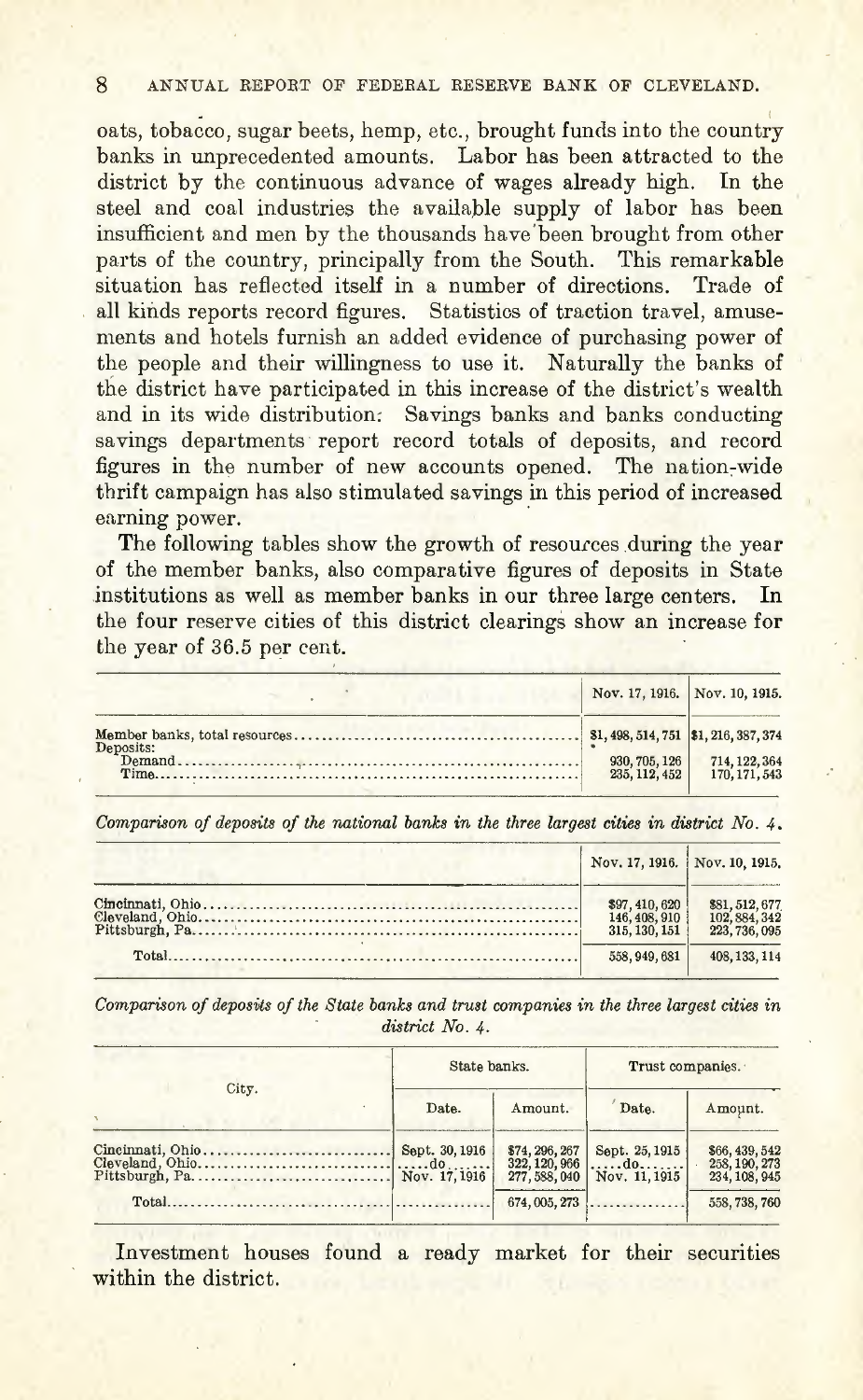oats, tobacco, sugar beets, hemp, etc., brought funds into the country banks in unprecedented amounts. Labor has been attracted to the district by the continuous advance of wages already high. In the steel and coal industries the available supply of labor has been insufficient and men by the thousands have been brought from other parts of the country, principally from the South. This remarkable situation has reflected itself in a number of directions. Trade of all kinds reports record figures. Statistics of traction travel, amusements and hotels furnish an added evidence of purchasing power of the people and their willingness to use it. Naturally the banks of the district have participated in this increase of the district's wealth and in its wide distribution. Savings banks and banks conducting savings departments report record totals of deposits, and record figures in the number of new accounts opened. The nation-wide thrift campaign has also stimulated savings in this period of increased earning power.

The following tables show the growth of resources during the year of the member banks, also comparative figures of deposits in State institutions as well as member banks in our three large centers. In the four reserve cities of this district clearings show an increase for the year of 36.5 per cent.

| | Nov. 17, 1916. | Nov. 10, 1915. |
|---|---|---|
| Member banks, total resources | $1,498,514,751 | $1,216,387,374 |
| Deposits: | | |
| Demand | 930,705,126 | 714,122,364 |
| Time | 235,112,452 | 170,171,543 |

*Comparison of deposits of the national banks in the three largest cities in district No. 4.*

| | Nov. 17, 1916. | Nov. 10, 1915. |
|---|---|---|
| Cincinnati, Ohio | $97,410,620 | $81,512,677 |
| Cleveland, Ohio | 146,408,910 | 102,884,342 |
| Pittsburgh, Pa. | 315,130,151 | 223,736,095 |
| Total | 558,949,681 | 408,133,114 |

*Comparison of deposits of the State banks and trust companies in the three largest cities in district No. 4.*

| City. | State banks. | | Trust companies. | |
|---|---|---|---|---|
| | Date. | Amount. | Date. | Amount. |
| Cincinnati, Ohio | Sept. 30, 1916 | $74,296,267 | Sept. 25, 1915 | $66,439,542 |
| Cleveland, Ohio | do | 322,120,966 | do | 258,190,273 |
| Pittsburgh, Pa. | Nov. 17, 1916 | 277,588,040 | Nov. 11, 1915 | 234,108,945 |
| Total | | 674,005,273 | | 558,738,760 |

Investment houses found a ready market for their securities within the district.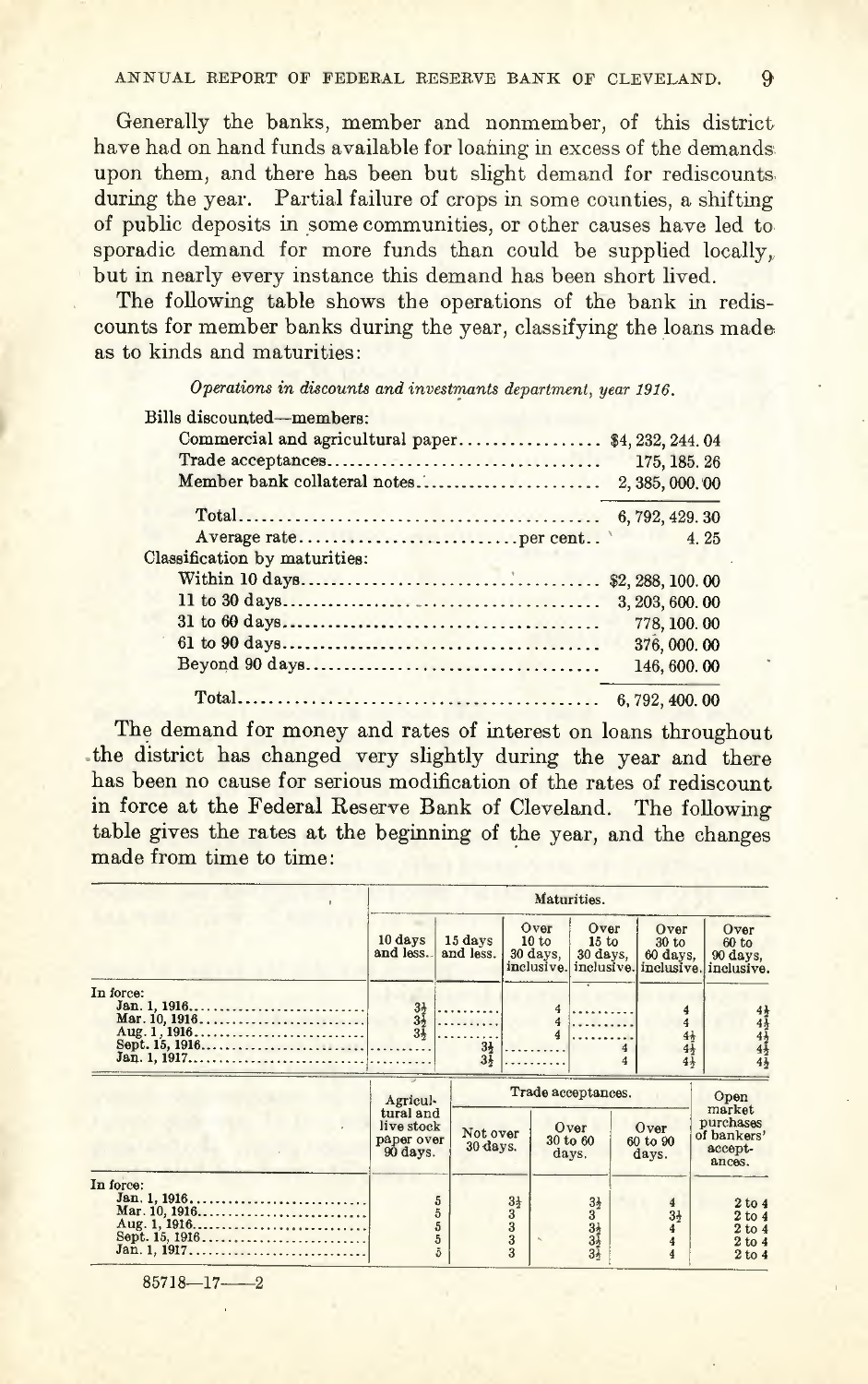Generally the banks, member and nonmember, of this district have had on hand funds available for loaning in excess of the demands upon them, and there has been but slight demand for rediscounts during the year. Partial failure of crops in some counties, a shifting of public deposits in some communities, or other causes have led to sporadic demand for more funds than could be supplied locally, but in nearly every instance this demand has been short lived.

The following table shows the operations of the bank in rediscounts for member banks during the year, classifying the loans made as to kinds and maturities:

*Operations in discounts and investments department, year 1916.*

| | |
|---|---|
| Bills discounted—members: | |
| Commercial and agricultural paper | $4,232,244.04 |
| Trade acceptances | 175,185.26 |
| Member bank collateral notes | 2,385,000.00 |
| Total | 6,792,429.30 |
| Average rate ... per cent | 4.25 |
| Classification by maturities: | |
| Within 10 days | $2,288,100.00 |
| 11 to 30 days | 3,203,600.00 |
| 31 to 60 days | 778,100.00 |
| 61 to 90 days | 376,000.00 |
| Beyond 90 days | 146,600.00 |
| Total | 6,792,400.00 |

The demand for money and rates of interest on loans throughout the district has changed very slightly during the year and there has been no cause for serious modification of the rates of rediscount in force at the Federal Reserve Bank of Cleveland. The following table gives the rates at the beginning of the year, and the changes made from time to time:

| | Maturities. | | | | | |
|---|---|---|---|---|---|---|
| | 10 days and less. | 15 days and less. | Over 10 to 30 days, inclusive. | Over 15 to 30 days, inclusive. | Over 30 to 60 days, inclusive. | Over 60 to 90 days, inclusive. |
| In force: | | | | | | |
| Jan. 1, 1916 | 3½ | | 4 | | 4 | 4½ |
| Mar. 10, 1916 | 3½ | | 4 | | 4 | 4½ |
| Aug. 1, 1916 | 3½ | | 4 | | 4½ | 4½ |
| Sept. 15, 1916 | | 3½ | | 4 | 4½ | 4½ |
| Jan. 1, 1917 | | 3½ | | 4 | 4½ | 4½ |

| | Agricultural and live stock paper over 90 days. | Trade acceptances. | | | Open market purchases of bankers' acceptances. |
|---|---|---|---|---|---|
| | | Not over 30 days. | Over 30 to 60 days. | Over 60 to 90 days. | |
| In force: | | | | | |
| Jan. 1, 1916 | 5 | 3½ | 3½ | 4 | 2 to 4 |
| Mar. 10, 1916 | 5 | 3 | 3 | 3½ | 2 to 4 |
| Aug. 1, 1916 | 5 | 3 | 3½ | 4 | 2 to 4 |
| Sept. 15, 1916 | 5 | 3 | 3½ | 4 | 2 to 4 |
| Jan. 1, 1917 | 5 | 3 | 3½ | 4 | 2 to 4 |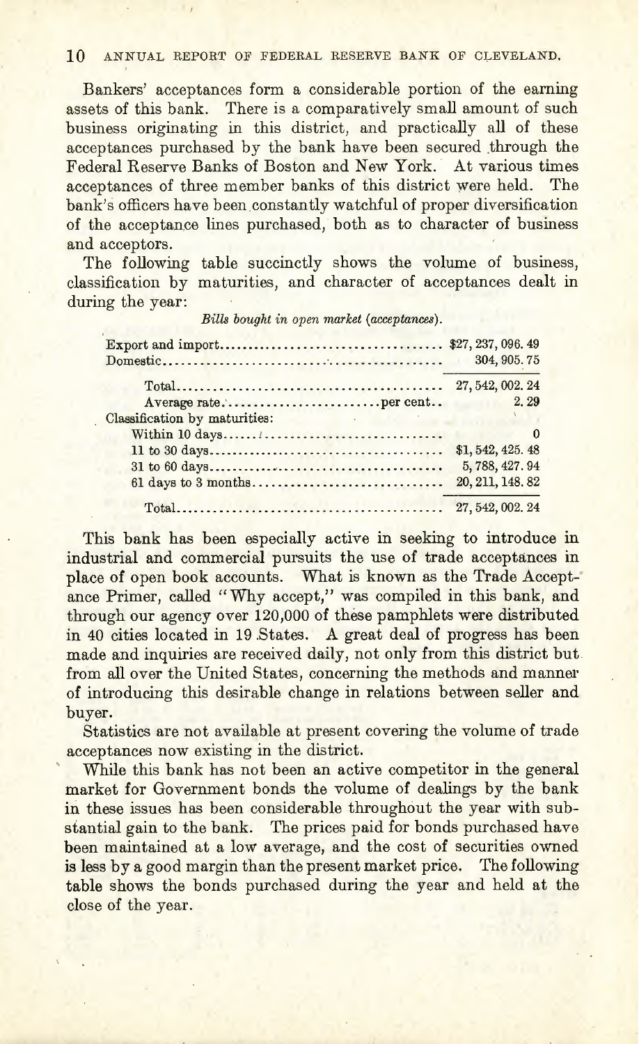Bankers' acceptances form a considerable portion of the earning assets of this bank. There is a comparatively small amount of such business originating in this district, and practically all of these acceptances purchased by the bank have been secured through the Federal Reserve Banks of Boston and New York. At various times acceptances of three member banks of this district were held. The bank's officers have been constantly watchful of proper diversification of the acceptance lines purchased, both as to character of business and acceptors.

The following table succinctly shows the volume of business, classification by maturities, and character of acceptances dealt in during the year:

*Bills bought in open market (acceptances).*

| | |
|---|---|
| Export and import | $27, 237, 096. 49 |
| Domestic | 304, 905. 75 |
| Total | 27, 542, 002. 24 |
| Average rate ........ per cent.. | 2. 29 |
| Classification by maturities: | |
| Within 10 days | 0 |
| 11 to 30 days | $1, 542, 425. 48 |
| 31 to 60 days | 5, 788, 427. 94 |
| 61 days to 3 months | 20, 211, 148. 82 |
| Total | 27, 542, 002. 24 |

This bank has been especially active in seeking to introduce in industrial and commercial pursuits the use of trade acceptances in place of open book accounts. What is known as the Trade Acceptance Primer, called "Why accept," was compiled in this bank, and through our agency over 120,000 of these pamphlets were distributed in 40 cities located in 19 States. A great deal of progress has been made and inquiries are received daily, not only from this district but from all over the United States, concerning the methods and manner of introducing this desirable change in relations between seller and buyer.

Statistics are not available at present covering the volume of trade acceptances now existing in the district.

While this bank has not been an active competitor in the general market for Government bonds the volume of dealings by the bank in these issues has been considerable throughout the year with substantial gain to the bank. The prices paid for bonds purchased have been maintained at a low average, and the cost of securities owned is less by a good margin than the present market price. The following table shows the bonds purchased during the year and held at the close of the year.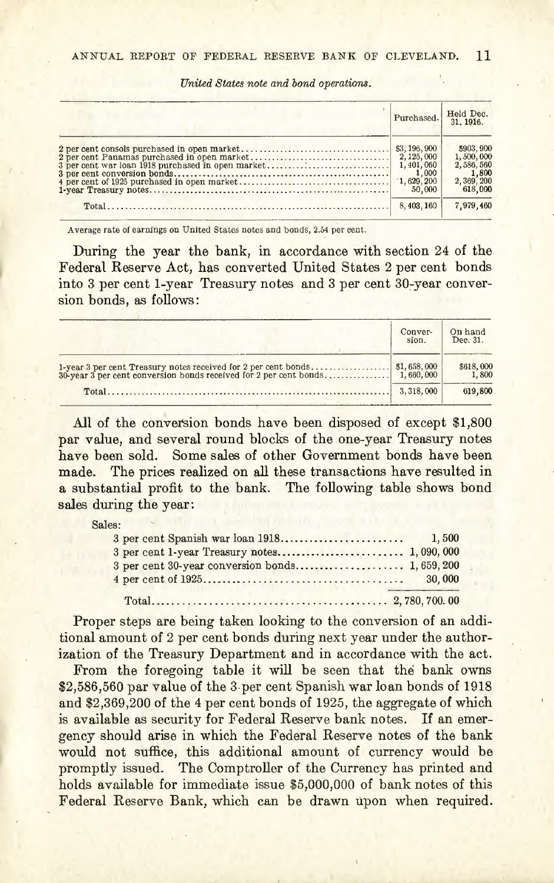*United States note and bond operations.*

| | Purchased. | Held Dec. 31. 1916. |
|---|---|---|
| 2 per cent consols purchased in open market | $3,196,900 | $903,900 |
| 2 per cent Panamas purchased in open market | 2,125,000 | 1,500,000 |
| 3 per cent war loan 1918 purchased in open market | 1,401,060 | 2,586,560 |
| 3 per cent conversion bonds | 1,000 | 1,800 |
| 4 per cent of 1925 purchased in open market | 1,629,200 | 2,369,200 |
| 1-year Treasury notes | 50,000 | 618,000 |
| Total | 8,403,160 | 7,979,460 |

Average rate of earnings on United States notes and bonds, 2.54 per cent.

During the year the bank, in accordance with section 24 of the Federal Reserve Act, has converted United States 2 per cent bonds into 3 per cent 1-year Treasury notes and 3 per cent 30-year conversion bonds, as follows:

| | Conversion. | On hand Dec. 31. |
|---|---|---|
| 1-year 3 per cent Treasury notes received for 2 per cent bonds | $1,658,000 | $618,000 |
| 30-year 3 per cent conversion bonds received for 2 per cent bonds | 1,660,000 | 1,800 |
| Total | 3,318,000 | 619,800 |

All of the conversion bonds have been disposed of except $1,800 par value, and several round blocks of the one-year Treasury notes have been sold. Some sales of other Government bonds have been made. The prices realized on all these transactions have resulted in a substantial profit to the bank. The following table shows bond sales during the year:

Sales:

| | |
|---|---|
| 3 per cent Spanish war loan 1918 | 1,500 |
| 3 per cent 1-year Treasury notes | 1,090,000 |
| 3 per cent 30-year conversion bonds | 1,659,200 |
| 4 per cent of 1925 | 30,000 |
| Total | 2,780,700.00 |

Proper steps are being taken looking to the conversion of an additional amount of 2 per cent bonds during next year under the authorization of the Treasury Department and in accordance with the act.

From the foregoing table it will be seen that the bank owns $2,586,560 par value of the 3 per cent Spanish war loan bonds of 1918 and $2,369,200 of the 4 per cent bonds of 1925, the aggregate of which is available as security for Federal Reserve bank notes. If an emergency should arise in which the Federal Reserve notes of the bank would not suffice, this additional amount of currency would be promptly issued. The Comptroller of the Currency has printed and holds available for immediate issue $5,000,000 of bank notes of this Federal Reserve Bank, which can be drawn upon when required.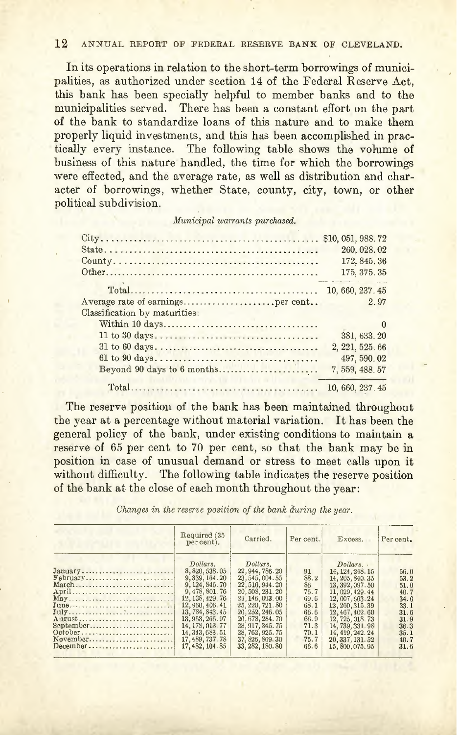In its operations in relation to the short-term borrowings of municipalities, as authorized under section 14 of the Federal Reserve Act, this bank has been specially helpful to member banks and to the municipalities served. There has been a constant effort on the part of the bank to standardize loans of this nature and to make them properly liquid investments, and this has been accomplished in practically every instance. The following table shows the volume of business of this nature handled, the time for which the borrowings were effected, and the average rate, as well as distribution and character of borrowings, whether State, county, city, town, or other political subdivision.

*Municipal warrants purchased.*

| | |
|---|---|
| City | $10, 051, 988. 72 |
| State | 260, 028. 02 |
| County | 172, 845. 36 |
| Other | 175, 375. 35 |
| Total | 10, 660, 237. 45 |
| Average rate of earnings ........per cent.. | 2. 97 |
| Classification by maturities: | |
| Within 10 days | 0 |
| 11 to 30 days | 381, 633. 20 |
| 31 to 60 days | 2, 221, 525. 66 |
| 61 to 90 days | 497, 590. 02 |
| Beyond 90 days to 6 months | 7, 559, 488. 57 |
| Total | 10, 660, 237. 45 |

The reserve position of the bank has been maintained throughout the year at a percentage without material variation. It has been the general policy of the bank, under existing conditions to maintain a reserve of 65 per cent to 70 per cent, so that the bank may be in position in case of unusual demand or stress to meet calls upon it without difficulty. The following table indicates the reserve position of the bank at the close of each month throughout the year:

*Changes in the reserve position of the bank during the year.*

| | Required (35 per cent). | Carried. | Per cent. | Excess. | Per cent. |
|---|---|---|---|---|---|
| | Dollars. | Dollars. | | Dollars. | |
| January | 8, 820, 538. 05 | 22, 944, 786. 20 | 91 | 14, 124, 248. 15 | 56. 0 |
| February | 9, 339, 164. 20 | 23, 545, 004. 55 | 88. 2 | 14, 205, 840. 35 | 53. 2 |
| March | 9, 124, 846. 70 | 22, 516, 944. 20 | 86 | 13, 392, 097. 50 | 51. 0 |
| April | 9, 478, 801. 76 | 20, 508, 231. 20 | 75. 7 | 11, 029, 429. 44 | 40. 7 |
| May | 12, 138, 429. 76 | 24, 146, 093. 00 | 69. 6 | 12, 007, 663. 24 | 34. 6 |
| June | 12, 960, 406. 41 | 25, 220, 721. 80 | 68. 1 | 12, 260, 315. 39 | 33. 1 |
| July | 13, 784, 843. 45 | 26, 252, 246. 05 | 66. 6 | 12, 467, 402. 60 | 31. 6 |
| August | 13, 953, 265. 97 | 26, 678, 284. 70 | 66. 9 | 12, 725, 018. 73 | 31. 9 |
| September | 14, 178, 013. 77 | 28, 917, 345. 75 | 71. 3 | 14, 739, 331. 98 | 36. 3 |
| October | 14, 343, 683. 51 | 28, 762, 925. 75 | 70. 1 | 14, 419, 242. 24 | 35. 1 |
| November | 17, 489, 737. 78 | 37, 826, 869. 30 | 75. 7 | 20, 337, 131. 52 | 40. 7 |
| December | 17, 482, 104. 85 | 33, 282, 180. 80 | 66. 6 | 15, 800, 075. 95 | 31. 6 |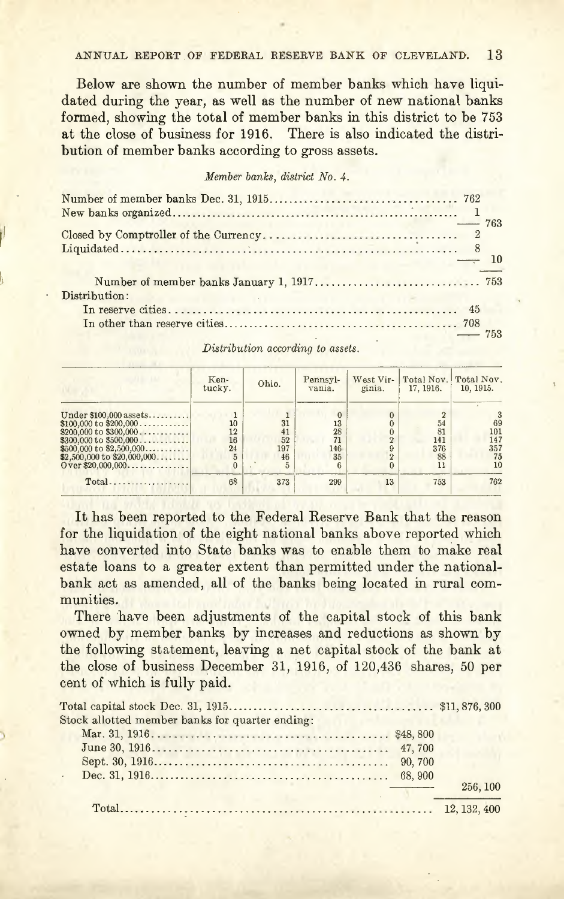Below are shown the number of member banks which have liquidated during the year, as well as the number of new national banks formed, showing the total of member banks in this district to be 753 at the close of business for 1916. There is also indicated the distribution of member banks according to gross assets.

*Member banks, district No. 4.*

| | | |
|---|---|---|
| Number of member banks Dec. 31, 1915 | 762 | |
| New banks organized | 1 | |
| | | 763 |
| Closed by Comptroller of the Currency | 2 | |
| Liquidated | 8 | |
| | | 10 |
| Number of member banks January 1, 1917 | | 753 |
| Distribution: | | |
| In reserve cities | 45 | |
| In other than reserve cities | 708 | |
| | | 753 |

*Distribution according to assets.*

| | Kentucky. | Ohio. | Pennsylvania. | West Virginia. | Total Nov. 17, 1916. | Total Nov. 10, 1915. |
|---|---|---|---|---|---|---|
| Under $100,000 assets | 1 | 1 | 0 | 0 | 2 | 3 |
| $100,000 to $200,000 | 10 | 31 | 13 | 0 | 54 | 69 |
| $200,000 to $300,000 | 12 | 41 | 28 | 0 | 81 | 101 |
| $300,000 to $500,000 | 16 | 52 | 71 | 2 | 141 | 147 |
| $500,000 to $2,500,000 | 24 | 197 | 146 | 9 | 376 | 357 |
| $2,500,000 to $20,000,000 | 5 | 46 | 35 | 2 | 88 | 75 |
| Over $20,000,000 | 0 | 5 | 6 | 0 | 11 | 10 |
| Total | 68 | 373 | 299 | 13 | 753 | 762 |

It has been reported to the Federal Reserve Bank that the reason for the liquidation of the eight national banks above reported which have converted into State banks was to enable them to make real estate loans to a greater extent than permitted under the national-bank act as amended, all of the banks being located in rural communities.

There have been adjustments of the capital stock of this bank owned by member banks by increases and reductions as shown by the following statement, leaving a net capital stock of the bank at the close of business December 31, 1916, of 120,436 shares, 50 per cent of which is fully paid.

| | | |
|---|---|---|
| Total capital stock Dec. 31, 1915 | | $11,876,300 |
| Stock allotted member banks for quarter ending: | | |
| Mar. 31, 1916 | $48,800 | |
| June 30, 1916 | 47,700 | |
| Sept. 30, 1916 | 90,700 | |
| Dec. 31, 1916 | 68,900 | |
| | | 256,100 |
| Total | | 12,132,400 |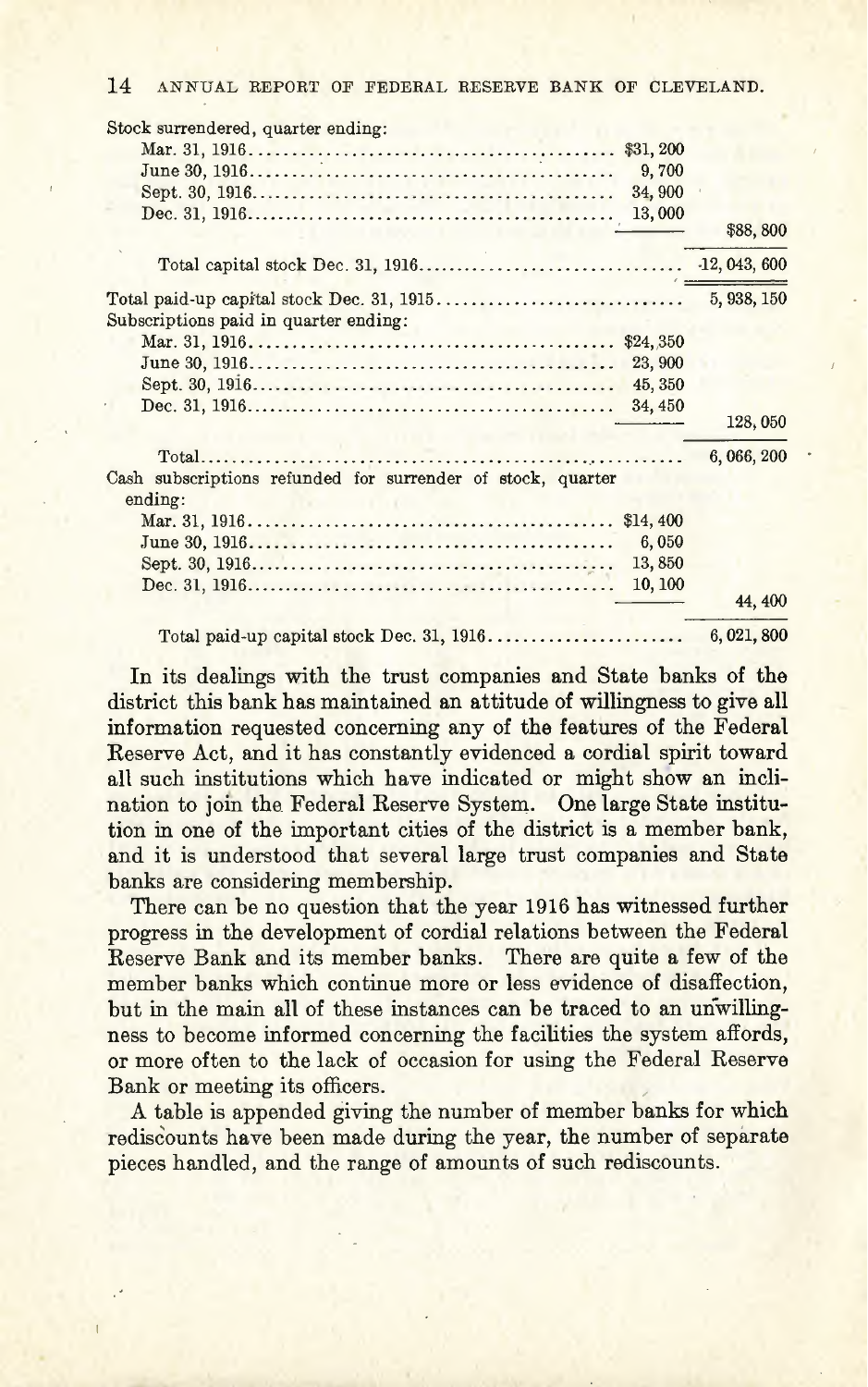| | | |
|---|---|---|
| Stock surrendered, quarter ending: | | |
| Mar. 31, 1916 | $31, 200 | |
| June 30, 1916 | 9, 700 | |
| Sept. 30, 1916 | 34, 900 | |
| Dec. 31, 1916 | 13, 000 | |
| | | $88, 800 |
| Total capital stock Dec. 31, 1916 | | 12, 043, 600 |
| Total paid-up capital stock Dec. 31, 1915 | | 5, 938, 150 |
| Subscriptions paid in quarter ending: | | |
| Mar. 31, 1916 | $24, 350 | |
| June 30, 1916 | 23, 900 | |
| Sept. 30, 1916 | 45, 350 | |
| Dec. 31, 1916 | 34, 450 | |
| | | 128, 050 |
| Total | | 6, 066, 200 |
| Cash subscriptions refunded for surrender of stock, quarter ending: | | |
| Mar. 31, 1916 | $14, 400 | |
| June 30, 1916 | 6, 050 | |
| Sept. 30, 1916 | 13, 850 | |
| Dec. 31, 1916 | 10, 100 | |
| | | 44, 400 |
| Total paid-up capital stock Dec. 31, 1916 | | 6, 021, 800 |

In its dealings with the trust companies and State banks of the district this bank has maintained an attitude of willingness to give all information requested concerning any of the features of the Federal Reserve Act, and it has constantly evidenced a cordial spirit toward all such institutions which have indicated or might show an inclination to join the Federal Reserve System. One large State institution in one of the important cities of the district is a member bank, and it is understood that several large trust companies and State banks are considering membership.

There can be no question that the year 1916 has witnessed further progress in the development of cordial relations between the Federal Reserve Bank and its member banks. There are quite a few of the member banks which continue more or less evidence of disaffection, but in the main all of these instances can be traced to an unwillingness to become informed concerning the facilities the system affords, or more often to the lack of occasion for using the Federal Reserve Bank or meeting its officers.

A table is appended giving the number of member banks for which rediscounts have been made during the year, the number of separate pieces handled, and the range of amounts of such rediscounts.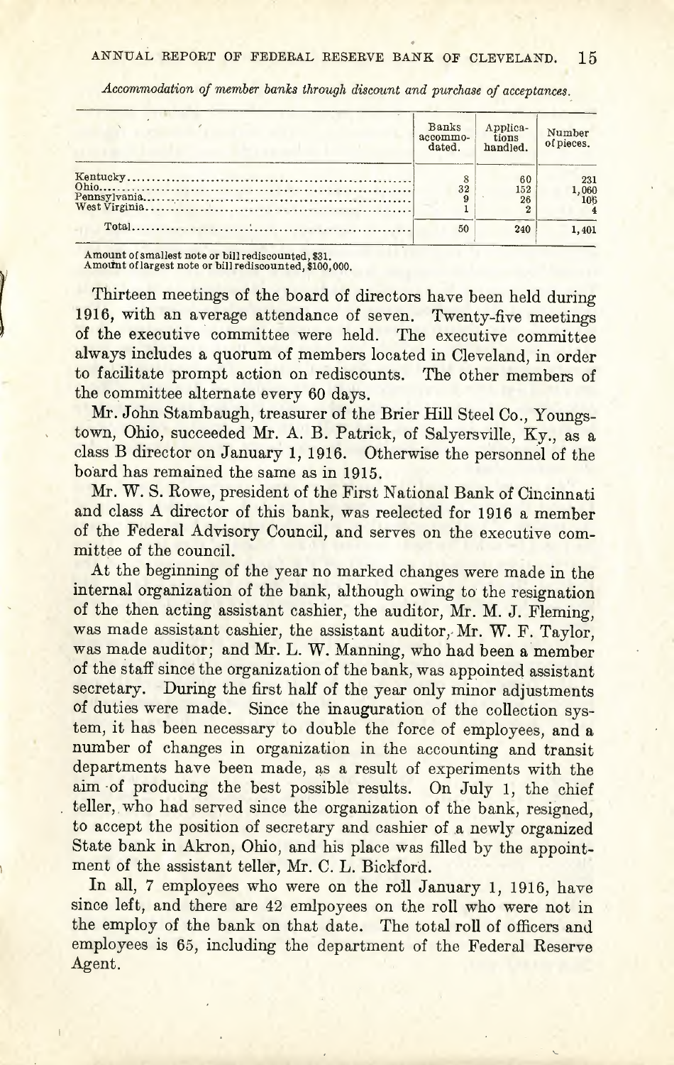*Accommodation of member banks through discount and purchase of acceptances.*

| | Banks accommodated. | Applications handled. | Number of pieces. |
|---|---|---|---|
| Kentucky | 8 | 60 | 231 |
| Ohio | 32 | 152 | 1,060 |
| Pennsylvania | 9 | 26 | 106 |
| West Virginia | 1 | 2 | 4 |
| Total | 50 | 240 | 1,401 |

Amount of smallest note or bill rediscounted, $31.
Amount of largest note or bill rediscounted, $100,000.

Thirteen meetings of the board of directors have been held during 1916, with an average attendance of seven. Twenty-five meetings of the executive committee were held. The executive committee always includes a quorum of members located in Cleveland, in order to facilitate prompt action on rediscounts. The other members of the committee alternate every 60 days.

Mr. John Stambaugh, treasurer of the Brier Hill Steel Co., Youngstown, Ohio, succeeded Mr. A. B. Patrick, of Salyersville, Ky., as a class B director on January 1, 1916. Otherwise the personnel of the board has remained the same as in 1915.

Mr. W. S. Rowe, president of the First National Bank of Cincinnati and class A director of this bank, was reelected for 1916 a member of the Federal Advisory Council, and serves on the executive committee of the council.

At the beginning of the year no marked changes were made in the internal organization of the bank, although owing to the resignation of the then acting assistant cashier, the auditor, Mr. M. J. Fleming, was made assistant cashier, the assistant auditor, Mr. W. F. Taylor, was made auditor; and Mr. L. W. Manning, who had been a member of the staff since the organization of the bank, was appointed assistant secretary. During the first half of the year only minor adjustments of duties were made. Since the inauguration of the collection system, it has been necessary to double the force of employees, and a number of changes in organization in the accounting and transit departments have been made, as a result of experiments with the aim of producing the best possible results. On July 1, the chief teller, who had served since the organization of the bank, resigned, to accept the position of secretary and cashier of a newly organized State bank in Akron, Ohio, and his place was filled by the appointment of the assistant teller, Mr. C. L. Bickford.

In all, 7 employees who were on the roll January 1, 1916, have since left, and there are 42 emlpoyees on the roll who were not in the employ of the bank on that date. The total roll of officers and employees is 65, including the department of the Federal Reserve Agent.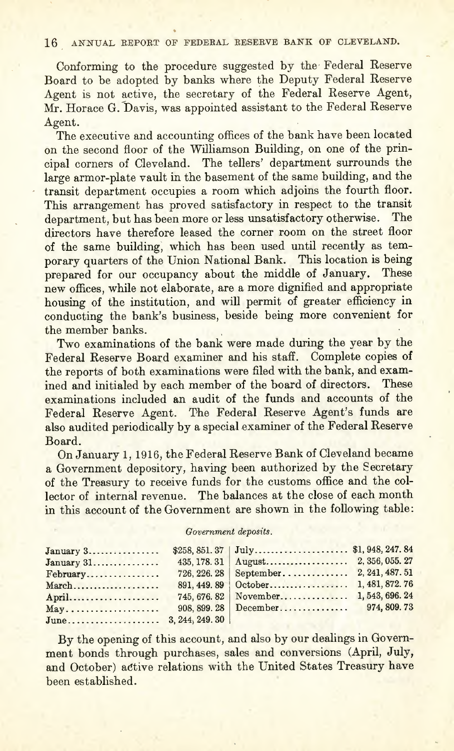Conforming to the procedure suggested by the Federal Reserve Board to be adopted by banks where the Deputy Federal Reserve Agent is not active, the secretary of the Federal Reserve Agent, Mr. Horace G. Davis, was appointed assistant to the Federal Reserve Agent.

The executive and accounting offices of the bank have been located on the second floor of the Williamson Building, on one of the principal corners of Cleveland. The tellers' department surrounds the large armor-plate vault in the basement of the same building, and the transit department occupies a room which adjoins the fourth floor. This arrangement has proved satisfactory in respect to the transit department, but has been more or less unsatisfactory otherwise. The directors have therefore leased the corner room on the street floor of the same building, which has been used until recently as temporary quarters of the Union National Bank. This location is being prepared for our occupancy about the middle of January. These new offices, while not elaborate, are a more dignified and appropriate housing of the institution, and will permit of greater efficiency in conducting the bank's business, beside being more convenient for the member banks.

Two examinations of the bank were made during the year by the Federal Reserve Board examiner and his staff. Complete copies of the reports of both examinations were filed with the bank, and examined and initialed by each member of the board of directors. These examinations included an audit of the funds and accounts of the Federal Reserve Agent. The Federal Reserve Agent's funds are also audited periodically by a special examiner of the Federal Reserve Board.

On January 1, 1916, the Federal Reserve Bank of Cleveland became a Government depository, having been authorized by the Secretary of the Treasury to receive funds for the customs office and the collector of internal revenue. The balances at the close of each month in this account of the Government are shown in the following table:

*Government deposits.*

| | | | |
|---|---|---|---|
| January 3 | $258,851.37 | July | $1,948,247.84 |
| January 31 | 435,178.31 | August | 2,356,055.27 |
| February | 726,226.28 | September | 2,241,487.51 |
| March | 891,449.89 | October | 1,481,872.76 |
| April | 745,676.82 | November | 1,543,696.24 |
| May | 908,899.28 | December | 974,809.73 |
| June | 3,244,249.30 | | |

By the opening of this account, and also by our dealings in Government bonds through purchases, sales and conversions (April, July, and October) active relations with the United States Treasury have been established.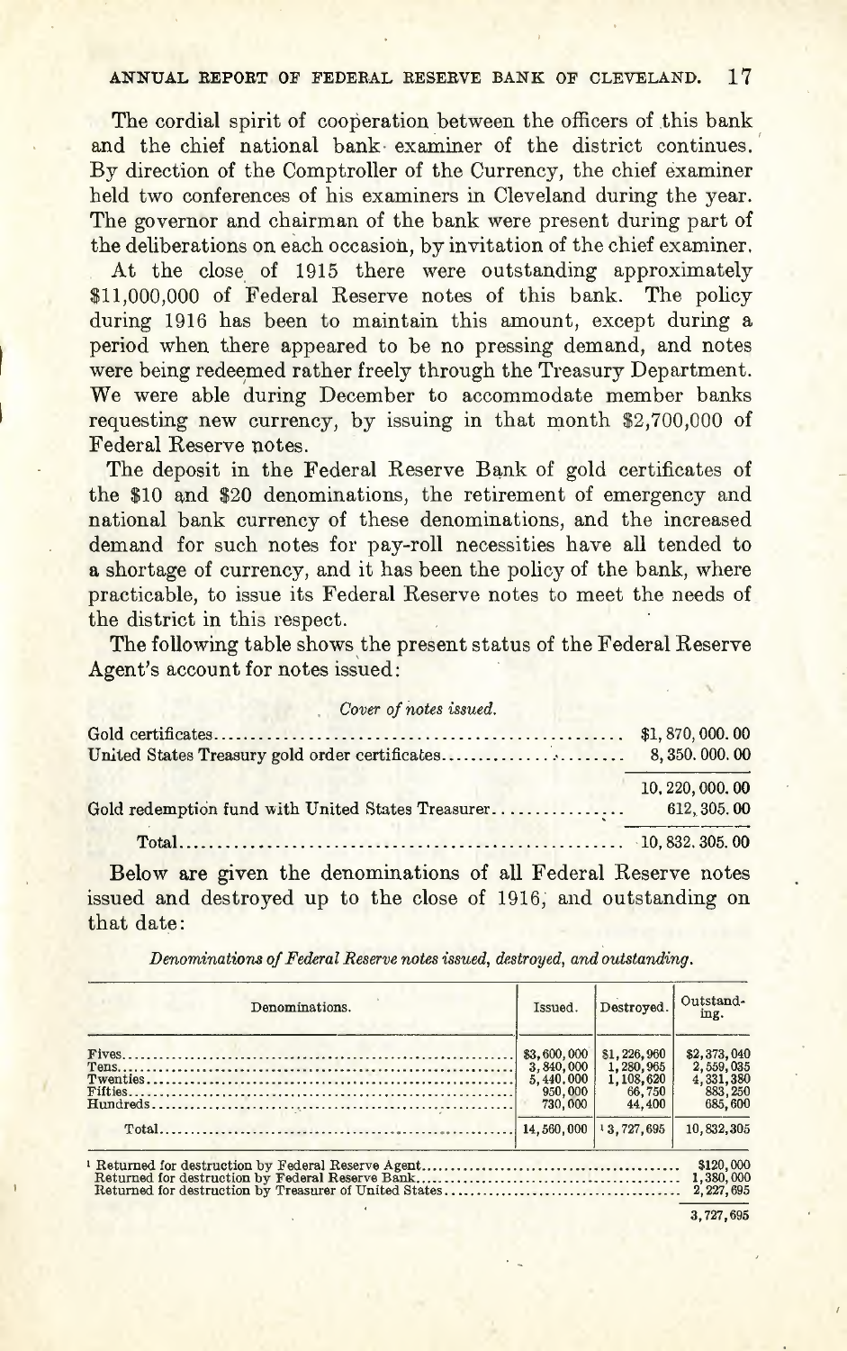The cordial spirit of coöperation between the officers of this bank and the chief national bank examiner of the district continues. By direction of the Comptroller of the Currency, the chief examiner held two conferences of his examiners in Cleveland during the year. The governor and chairman of the bank were present during part of the deliberations on each occasion, by invitation of the chief examiner.

At the close of 1915 there were outstanding approximately $11,000,000 of Federal Reserve notes of this bank. The policy during 1916 has been to maintain this amount, except during a period when there appeared to be no pressing demand, and notes were being redeemed rather freely through the Treasury Department. We were able during December to accommodate member banks requesting new currency, by issuing in that month $2,700,000 of Federal Reserve notes.

The deposit in the Federal Reserve Bank of gold certificates of the $10 and $20 denominations, the retirement of emergency and national bank currency of these denominations, and the increased demand for such notes for pay-roll necessities have all tended to a shortage of currency, and it has been the policy of the bank, where practicable, to issue its Federal Reserve notes to meet the needs of the district in this respect.

The following table shows the present status of the Federal Reserve Agent's account for notes issued:

*Cover of notes issued.*

| | |
|---|---|
| Gold certificates | $1,870,000.00 |
| United States Treasury gold order certificates | 8,350,000.00 |
| | 10,220,000.00 |
| Gold redemption fund with United States Treasurer | 612,305.00 |
| Total | 10,832,305.00 |

Below are given the denominations of all Federal Reserve notes issued and destroyed up to the close of 1916, and outstanding on that date:

*Denominations of Federal Reserve notes issued, destroyed, and outstanding.*

| Denominations. | Issued. | Destroyed. | Outstanding. |
|---|---|---|---|
| Fives | $3,600,000 | $1,226,960 | $2,373,040 |
| Tens | 3,840,000 | 1,280,965 | 2,559,035 |
| Twenties | 5,440,000 | 1,108,620 | 4,331,380 |
| Fifties | 950,000 | 66,750 | 883,250 |
| Hundreds | 730,000 | 44,400 | 685,600 |
| Total | 14,560,000 | [1] 3,727,695 | 10,832,305 |

[1] Returned for destruction by Federal Reserve Agent ..... $120,000
Returned for destruction by Federal Reserve Bank ..... 1,380,000
Returned for destruction by Treasurer of United States ..... 2,227,695

3,727,695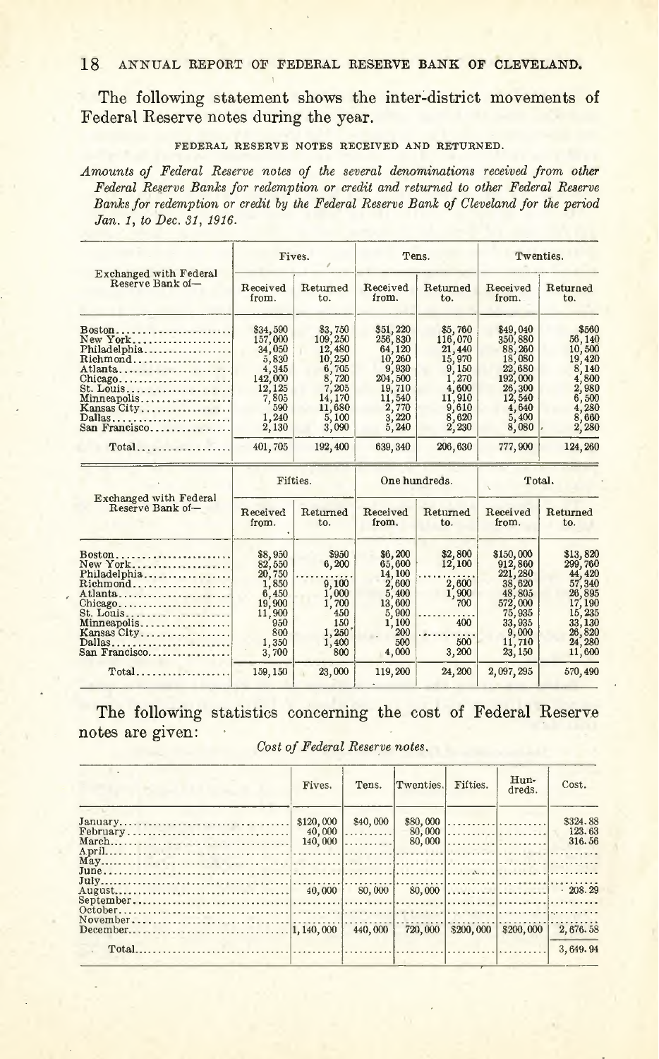The following statement shows the inter-district movements of Federal Reserve notes during the year.

FEDERAL RESERVE NOTES RECEIVED AND RETURNED.

*Amounts of Federal Reserve notes of the several denominations received from other Federal Reserve Banks for redemption or credit and returned to other Federal Reserve Banks for redemption or credit by the Federal Reserve Bank of Cleveland for the period Jan. 1, to Dec. 31, 1916.*

| Exchanged with Federal Reserve Bank of— | Fives. | | Tens. | | Twenties. | |
|---|---|---|---|---|---|---|
| | Received from. | Returned to. | Received from. | Returned to. | Received from. | Returned to. |
| Boston | $34,590 | $3,750 | $51,220 | $5,760 | $49,040 | $560 |
| New York | 157,000 | 109,250 | 256,830 | 116,070 | 350,880 | 56,140 |
| Philadelphia | 34,050 | 12,480 | 64,120 | 21,440 | 88,260 | 10,500 |
| Richmond | 5,830 | 10,250 | 10,260 | 15,970 | 18,080 | 19,420 |
| Atlanta | 4,345 | 6,705 | 9,930 | 9,150 | 22,680 | 8,140 |
| Chicago | 142,000 | 8,720 | 204,500 | 1,270 | 192,000 | 4,800 |
| St. Louis | 12,125 | 7,205 | 19,710 | 4,600 | 26,300 | 2,980 |
| Minneapolis | 7,805 | 14,170 | 11,540 | 11,910 | 12,540 | 6,500 |
| Kansas City | 590 | 11,680 | 2,770 | 9,610 | 4,640 | 4,280 |
| Dallas | 1,240 | 5,100 | 3,220 | 8,620 | 5,400 | 8,660 |
| San Francisco | 2,130 | 3,090 | 5,240 | 2,230 | 8,080 | 2,280 |
| Total | 401,705 | 192,400 | 639,340 | 206,630 | 777,900 | 124,260 |

| Exchanged with Federal Reserve Bank of— | Fifties. | | One hundreds. | | Total. | |
|---|---|---|---|---|---|---|
| | Received from. | Returned to. | Received from. | Returned to. | Received from. | Returned to. |
| Boston | $8,950 | $950 | $6,200 | $2,800 | $150,000 | $13,820 |
| New York | 82,550 | 6,200 | 65,600 | 12,100 | 912,860 | 299,760 |
| Philadelphia | 20,750 | | 14,100 | | 221,280 | 44,420 |
| Richmond | 1,850 | 9,100 | 2,600 | 2,600 | 38,620 | 57,340 |
| Atlanta | 6,450 | 1,000 | 5,400 | 1,900 | 48,805 | 26,895 |
| Chicago | 19,900 | 1,700 | 13,600 | 700 | 572,000 | 17,190 |
| St. Louis | 11,900 | 450 | 5,900 | | 75,935 | 15,235 |
| Minneapolis | 950 | 150 | 1,100 | 400 | 33,935 | 33,130 |
| Kansas City | 800 | 1,250 | 200 | | 9,000 | 26,820 |
| Dallas | 1,350 | 1,400 | 500 | 500 | 11,710 | 24,280 |
| San Francisco | 3,700 | 800 | 4,000 | 3,200 | 23,150 | 11,600 |
| Total | 159,150 | 23,000 | 119,200 | 24,200 | 2,097,295 | 570,490 |

The following statistics concerning the cost of Federal Reserve notes are given:

*Cost of Federal Reserve notes.*

| | Fives. | Tens. | Twenties. | Fifties. | Hundreds. | Cost. |
|---|---|---|---|---|---|---|
| January | $120,000 | $40,000 | $80,000 | | | $324.88 |
| February | 40,000 | | 80,000 | | | 123.63 |
| March | 140,000 | | 80,000 | | | 316.56 |
| April | | | | | | |
| May | | | | | | |
| June | | | | | | |
| July | | | | | | |
| August | 40,000 | 80,000 | 80,000 | | | 208.29 |
| September | | | | | | |
| October | | | | | | |
| November | | | | | | |
| December | 1,140,000 | 440,000 | 720,000 | $200,000 | $200,000 | 2,676.58 |
| Total | | | | | | 3,649.94 |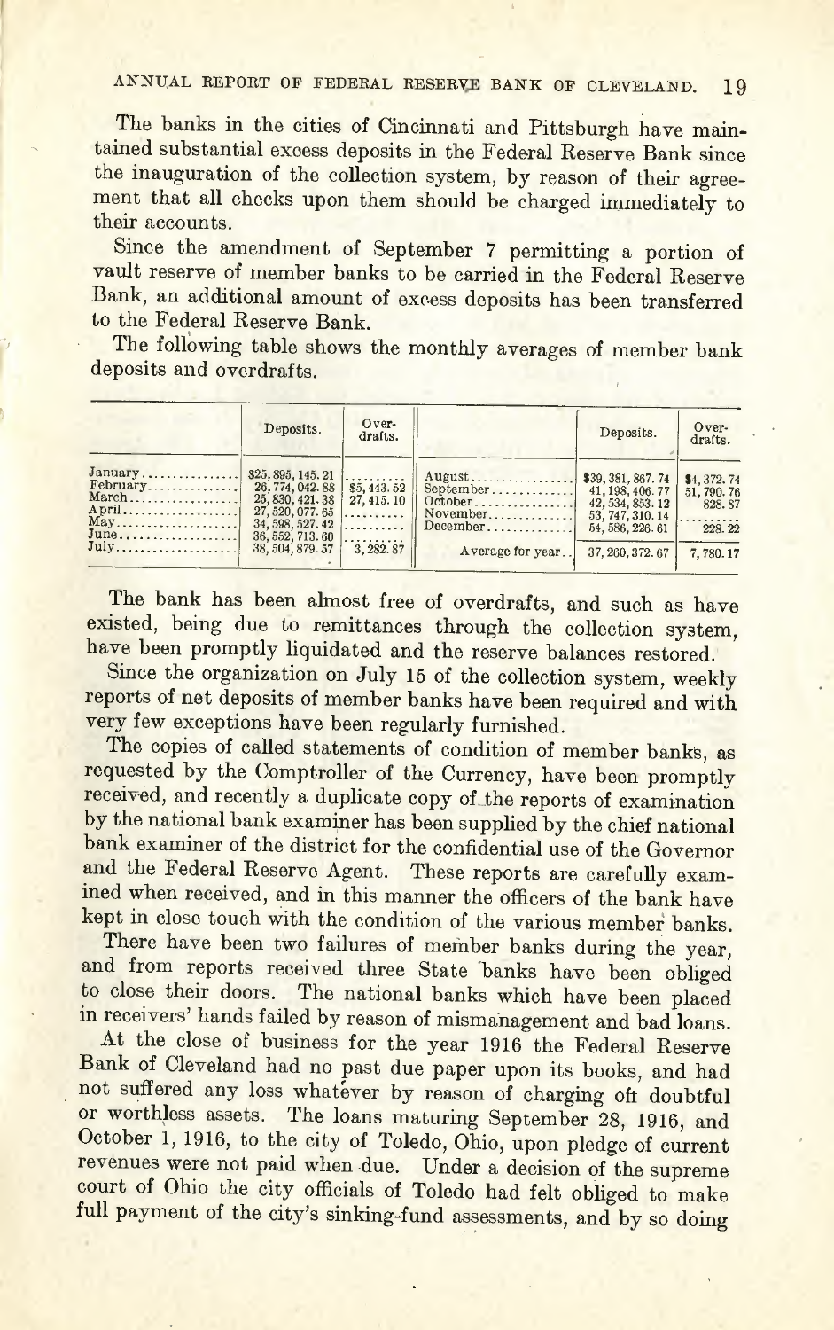The banks in the cities of Cincinnati and Pittsburgh have maintained substantial excess deposits in the Federal Reserve Bank since the inauguration of the collection system, by reason of their agreement that all checks upon them should be charged immediately to their accounts.

Since the amendment of September 7 permitting a portion of vault reserve of member banks to be carried in the Federal Reserve Bank, an additional amount of excess deposits has been transferred to the Federal Reserve Bank.

The following table shows the monthly averages of member bank deposits and overdrafts.

| | Deposits. | Overdrafts. | | Deposits. | Overdrafts. |
|---|---|---|---|---|---|
| January | $25,895,145.21 | | August | $39,381,867.74 | $4,372.74 |
| February | 26,774,042.88 | $5,443.52 | September | 41,198,406.77 | 51,790.76 |
| March | 25,830,421.38 | 27,415.10 | October | 42,534,853.12 | 828.87 |
| April | 27,520,077.65 | | November | 53,747,310.14 | |
| May | 34,598,527.42 | | December | 54,586,226.61 | 228.22 |
| June | 36,552,713.60 | | | | |
| July | 38,504,879.57 | 3,282.87 | Average for year | 37,260,372.67 | 7,780.17 |

The bank has been almost free of overdrafts, and such as have existed, being due to remittances through the collection system, have been promptly liquidated and the reserve balances restored.

Since the organization on July 15 of the collection system, weekly reports of net deposits of member banks have been required and with very few exceptions have been regularly furnished.

The copies of called statements of condition of member banks, as requested by the Comptroller of the Currency, have been promptly received, and recently a duplicate copy of the reports of examination by the national bank examiner has been supplied by the chief national bank examiner of the district for the confidential use of the Governor and the Federal Reserve Agent. These reports are carefully examined when received, and in this manner the officers of the bank have kept in close touch with the condition of the various member banks.

There have been two failures of member banks during the year, and from reports received three State banks have been obliged to close their doors. The national banks which have been placed in receivers' hands failed by reason of mismanagement and bad loans.

At the close of business for the year 1916 the Federal Reserve Bank of Cleveland had no past due paper upon its books, and had not suffered any loss whatever by reason of charging oft doubtful or worthless assets. The loans maturing September 28, 1916, and October 1, 1916, to the city of Toledo, Ohio, upon pledge of current revenues were not paid when due. Under a decision of the supreme court of Ohio the city officials of Toledo had felt obliged to make full payment of the city's sinking-fund assessments, and by so doing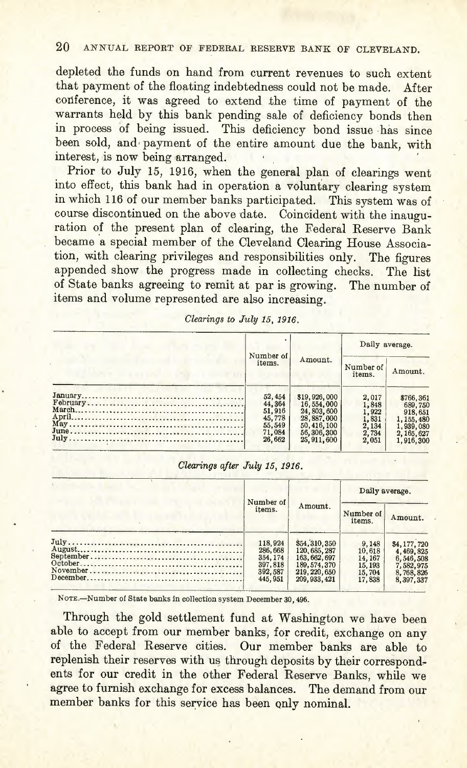depleted the funds on hand from current revenues to such extent that payment of the floating indebtedness could not be made. After conference, it was agreed to extend the time of payment of the warrants held by this bank pending sale of deficiency bonds then in process of being issued. This deficiency bond issue has since been sold, and payment of the entire amount due the bank, with interest, is now being arranged.

Prior to July 15, 1916, when the general plan of clearings went into effect, this bank had in operation a voluntary clearing system in which 116 of our member banks participated. This system was of course discontinued on the above date. Coincident with the inauguration of the present plan of clearing, the Federal Reserve Bank became a special member of the Cleveland Clearing House Association, with clearing privileges and responsibilities only. The figures appended show the progress made in collecting checks. The list of State banks agreeing to remit at par is growing. The number of items and volume represented are also increasing.

*Clearings to July 15, 1916.*

| | Number of items. | Amount. | Daily average. | |
|---|---|---|---|---|
| | | | Number of items. | Amount. |
| January | 52,454 | $19,926,000 | 2,017 | $766,361 |
| February | 44,364 | 16,554,000 | 1,848 | 689,750 |
| March | 51,916 | 24,803,600 | 1,922 | 918,651 |
| April | 45,778 | 28,887,000 | 1,831 | 1,155,480 |
| May | 55,549 | 50,416,100 | 2,134 | 1,939,080 |
| June | 71,084 | 56,306,300 | 2,734 | 2,165,627 |
| July | 26,662 | 25,911,600 | 2,051 | 1,916,300 |

*Clearings after July 15, 1916.*

| | Number of items. | Amount. | Daily average. | |
|---|---|---|---|---|
| | | | Number of items. | Amount. |
| July | 118,924 | $54,310,350 | 9,148 | $4,177,720 |
| August | 286,668 | 120,685,287 | 10,618 | 4,469,825 |
| September | 354,174 | 163,662,697 | 14,167 | 6,546,508 |
| October | 397,818 | 189,574,370 | 15,193 | 7,582,975 |
| November | 392,587 | 219,220,650 | 15,704 | 8,768,826 |
| December | 445,951 | 209,933,421 | 17,838 | 8,397,337 |

NOTE.—Number of State banks in collection system December 30, 496.

Through the gold settlement fund at Washington we have been able to accept from our member banks, for credit, exchange on any of the Federal Reserve cities. Our member banks are able to replenish their reserves with us through deposits by their correspondents for our credit in the other Federal Reserve Banks, while we agree to furnish exchange for excess balances. The demand from our member banks for this service has been only nominal.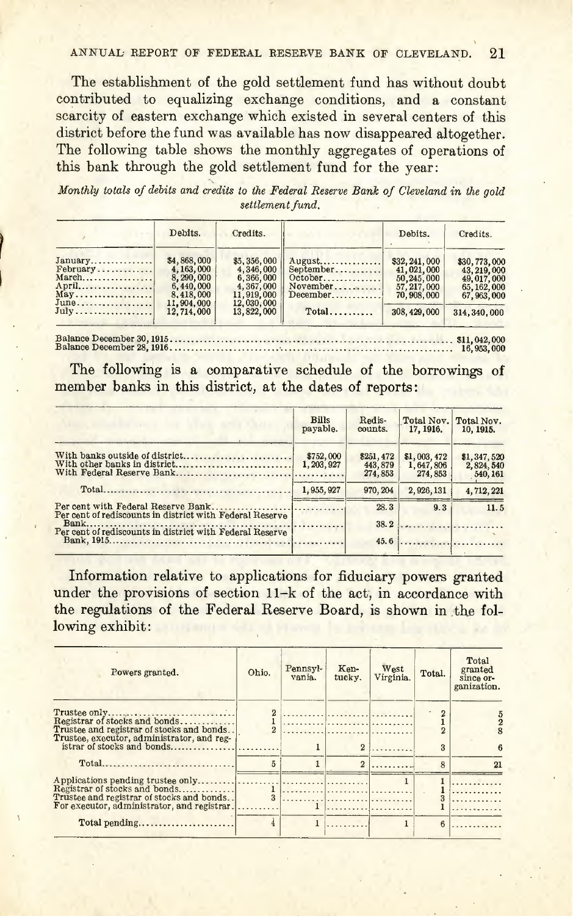The establishment of the gold settlement fund has without doubt contributed to equalizing exchange conditions, and a constant scarcity of eastern exchange which existed in several centers of this district before the fund was available has now disappeared altogether. The following table shows the monthly aggregates of operations of this bank through the gold settlement fund for the year:

*Monthly totals of debits and credits to the Federal Reserve Bank of Cleveland in the gold settlement fund.*

| | Debits. | Credits. | | Debits. | Credits. |
|---|---|---|---|---|---|
| January | $4,868,000 | $5,356,000 | August | $32,241,000 | $30,773,000 |
| February | 4,163,000 | 4,346,000 | September | 41,021,000 | 43,219,000 |
| March | 8,290,000 | 6,366,000 | October | 50,245,000 | 49,017,000 |
| April | 6,440,000 | 4,367,000 | November | 57,217,000 | 65,162,000 |
| May | 8,418,000 | 11,919,000 | December | 70,908,000 | 67,963,000 |
| June | 11,904,000 | 12,030,000 | | | |
| July | 12,714,000 | 13,822,000 | Total | 308,429,000 | 314,340,000 |

Balance December 30, 1915 .......... $11,042,000
Balance December 28, 1916 .......... 16,953,000

The following is a comparative schedule of the borrowings of member banks in this district, at the dates of reports:

| | Bills payable. | Redis-counts. | Total Nov. 17, 1916. | Total Nov. 10, 1915. |
|---|---|---|---|---|
| With banks outside of district | $752,000 | $251,472 | $1,003,472 | $1,347,520 |
| With other banks in district | 1,203,927 | 443,879 | 1,647,806 | 2,824,540 |
| With Federal Reserve Bank | | 274,853 | 274,853 | 540,161 |
| Total | 1,955,927 | 970,204 | 2,926,131 | 4,712,221 |
| Per cent with Federal Reserve Bank | | 28.3 | 9.3 | 11.5 |
| Per cent of rediscounts in district with Federal Reserve Bank | | 38.2 | | |
| Per cent of rediscounts in district with Federal Reserve Bank, 1915 | | 45.6 | | |

Information relative to applications for fiduciary powers granted under the provisions of section 11-k of the act, in accordance with the regulations of the Federal Reserve Board, is shown in the following exhibit:

| Powers granted. | Ohio. | Pennsyl-vania. | Ken-tucky. | West Virginia. | Total. | Total granted since or-ganization. |
|---|---|---|---|---|---|---|
| Trustee only | 2 | | | | 2 | 5 |
| Registrar of stocks and bonds | 1 | | | | 1 | 2 |
| Trustee and registrar of stocks and bonds | 2 | | | | 2 | 8 |
| Trustee, executor, administrator, and registrar of stocks and bonds | | 1 | 2 | | 3 | 6 |
| Total | 5 | 1 | 2 | | 8 | 21 |
| Applications pending trustee only | | | | 1 | 1 | |
| Registrar of stocks and bonds | 1 | | | | 1 | |
| Trustee and registrar of stocks and bonds | 3 | | | | 3 | |
| For executor, administrator, and registrar | | 1 | | | 1 | |
| Total pending | 4 | 1 | | 1 | 6 | |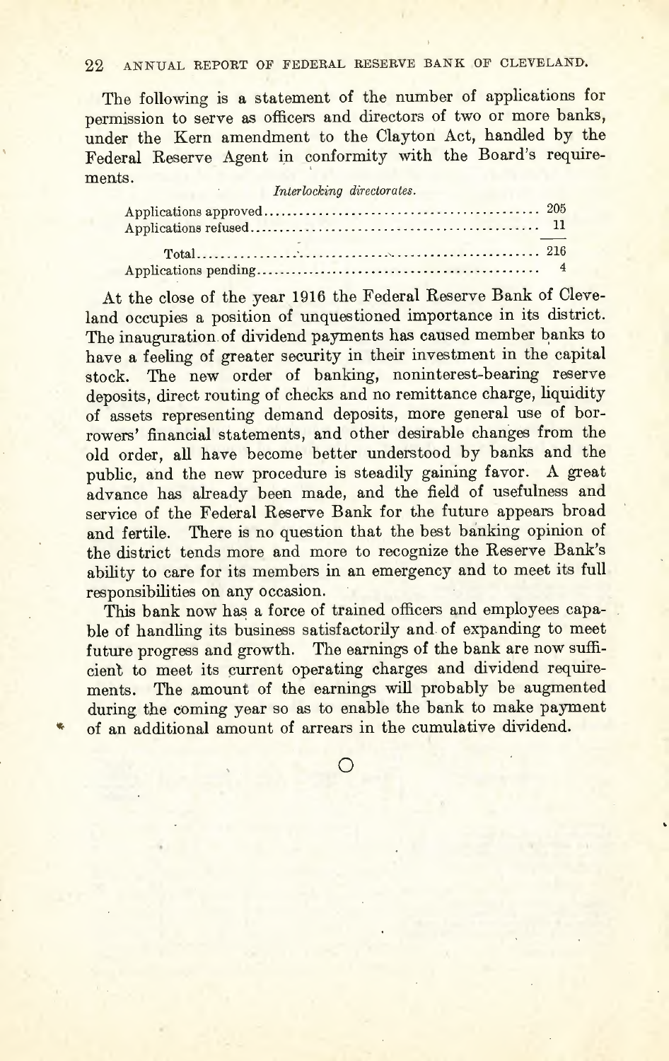The following is a statement of the number of applications for permission to serve as officers and directors of two or more banks, under the Kern amendment to the Clayton Act, handled by the Federal Reserve Agent in conformity with the Board's requirements.

*Interlocking directorates.*

| | |
|---|---|
| Applications approved | 205 |
| Applications refused | 11 |
| Total | 216 |
| Applications pending | 4 |

At the close of the year 1916 the Federal Reserve Bank of Cleveland occupies a position of unquestioned importance in its district. The inauguration of dividend payments has caused member banks to have a feeling of greater security in their investment in the capital stock. The new order of banking, noninterest-bearing reserve deposits, direct routing of checks and no remittance charge, liquidity of assets representing demand deposits, more general use of borrowers' financial statements, and other desirable changes from the old order, all have become better understood by banks and the public, and the new procedure is steadily gaining favor. A great advance has already been made, and the field of usefulness and service of the Federal Reserve Bank for the future appears broad and fertile. There is no question that the best banking opinion of the district tends more and more to recognize the Reserve Bank's ability to care for its members in an emergency and to meet its full responsibilities on any occasion.

This bank now has a force of trained officers and employees capable of handling its business satisfactorily and of expanding to meet future progress and growth. The earnings of the bank are now sufficient to meet its current operating charges and dividend requirements. The amount of the earnings will probably be augmented during the coming year so as to enable the bank to make payment of an additional amount of arrears in the cumulative dividend.